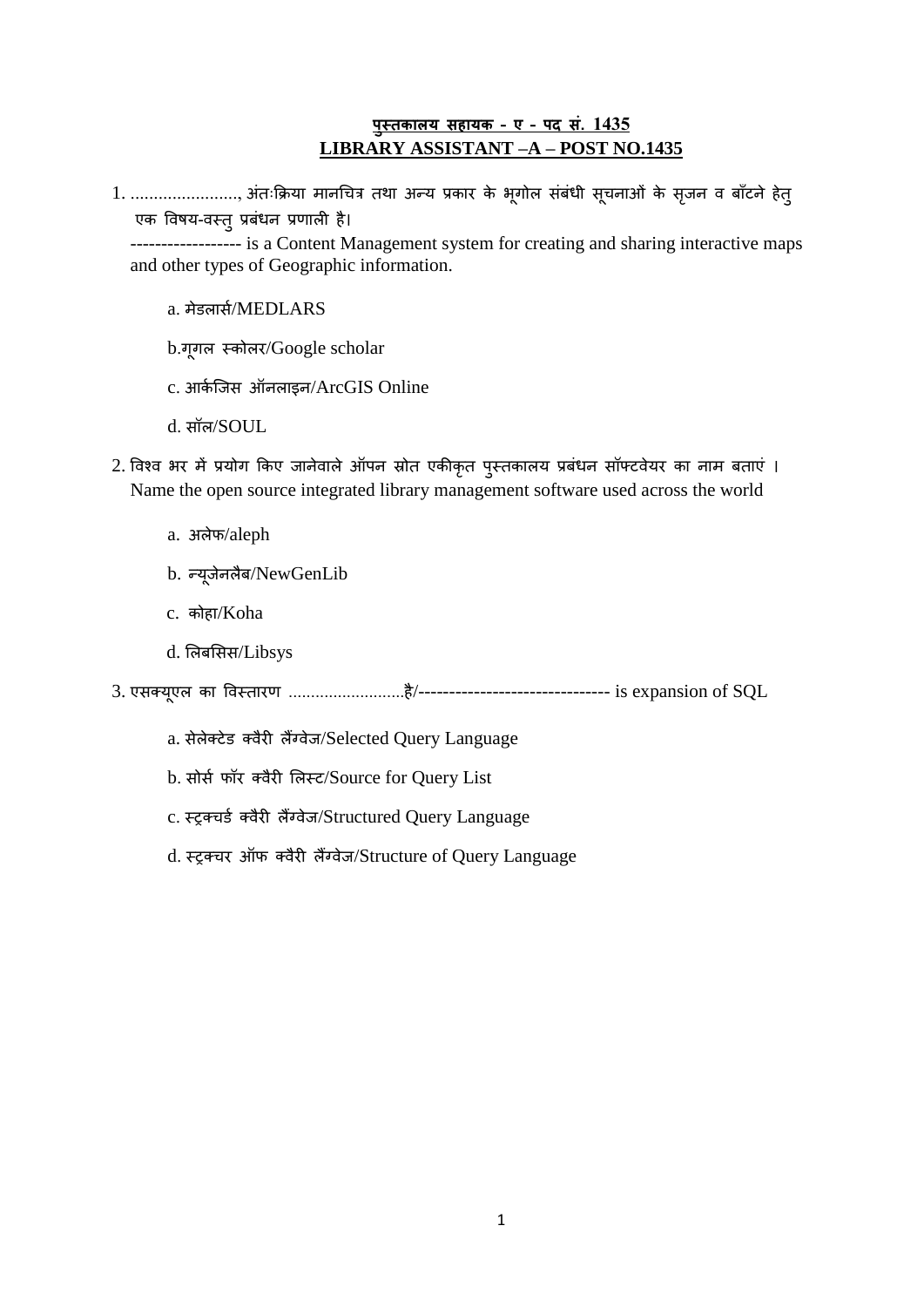**पुस्तकालय सहायक - ए - पद सं. 1435**
**LIBRARY ASSISTANT –A – POST NO.1435**

1. ......................., अंतःक्रिया मानचित्र तथा अन्य प्रकार के भूगोल संबंधी सूचनाओं के सृजन व बाँटने हेतु एक विषय-वस्तु प्रबंधन प्रणाली है।
   ------------------ is a Content Management system for creating and sharing interactive maps and other types of Geographic information.

   a. मेडलार्स/MEDLARS

   b.गूगल स्कोलर/Google scholar

   c. आर्कजिस ऑनलाइन/ArcGIS Online

   d. सॉल/SOUL

2. विश्व भर में प्रयोग किए जानेवाले ऑपन स्रोत एकीकृत पुस्तकालय प्रबंधन सॉफ्टवेयर का नाम बताएं ।
   Name the open source integrated library management software used across the world

   a. अलेफ/aleph

   b. न्यूजेनलैब/NewGenLib

   c. कोहा/Koha

   d. लिबसिस/Libsys

3. एसक्यूएल का विस्तारण ..........................है/------------------------------- is expansion of SQL

   a. सेलेक्टेड क्वैरी लैंग्वेज/Selected Query Language

   b. सोर्स फॉर क्वैरी लिस्ट/Source for Query List

   c. स्ट्रक्चर्ड क्वैरी लैंग्वेज/Structured Query Language

   d. स्ट्रक्चर ऑफ क्वैरी लैंग्वेज/Structure of Query Language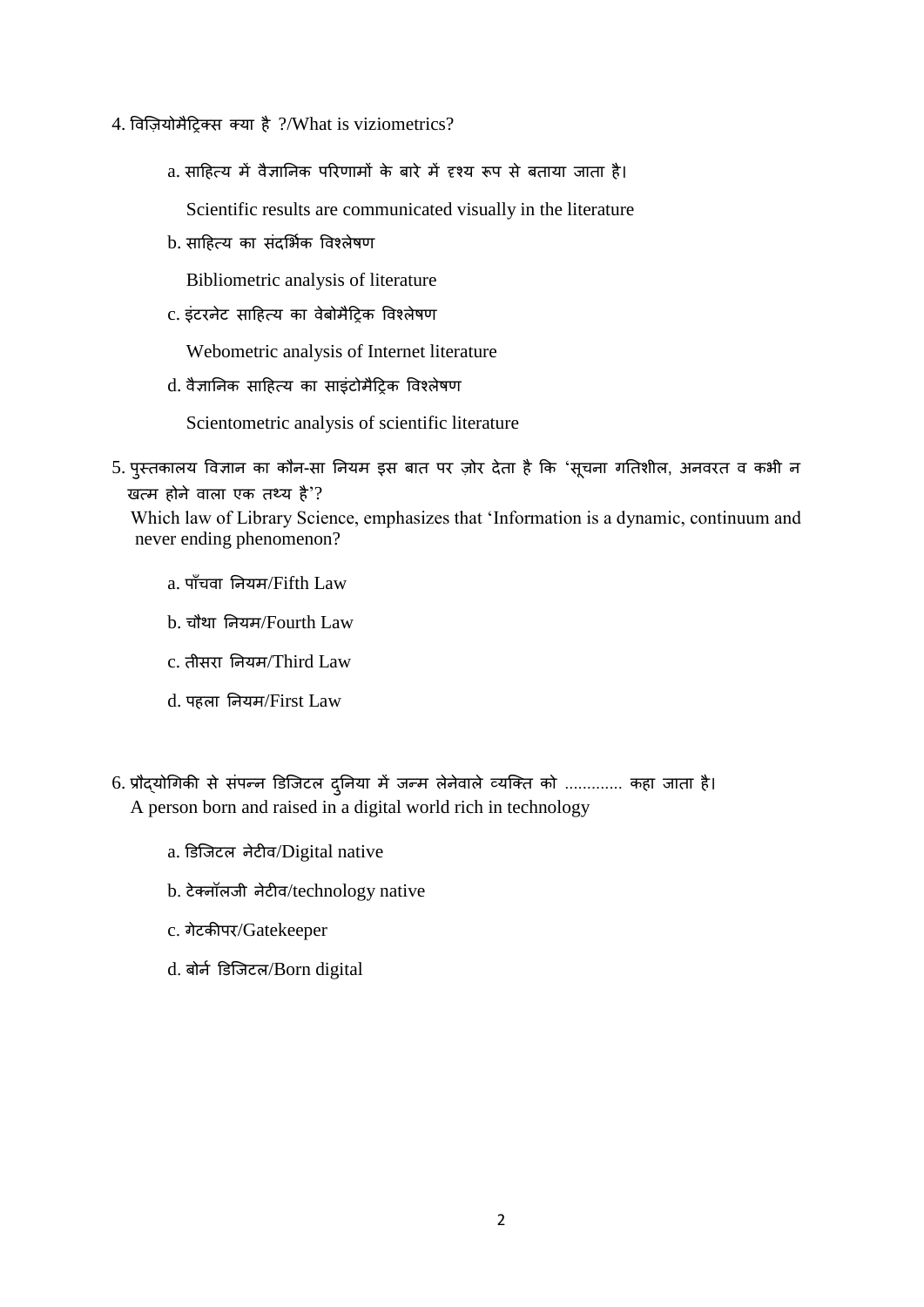4. विज़ियोमैट्रिक्स क्या है ?/What is viziometrics?

   a. साहित्य में वैज्ञानिक परिणामों के बारे में दृश्य रूप से बताया जाता है।

      Scientific results are communicated visually in the literature

   b. साहित्य का संदर्भिक विश्लेषण

      Bibliometric analysis of literature

   c. इंटरनेट साहित्य का वेबोमैट्रिक विश्लेषण

      Webometric analysis of Internet literature

   d. वैज्ञानिक साहित्य का साइंटोमैट्रिक विश्लेषण

      Scientometric analysis of scientific literature

5. पुस्तकालय विज्ञान का कौन-सा नियम इस बात पर ज़ोर देता है कि 'सूचना गतिशील, अनवरत व कभी न खत्म होने वाला एक तथ्य है'?

   Which law of Library Science, emphasizes that 'Information is a dynamic, continuum and never ending phenomenon?

   a. पाँचवा नियम/Fifth Law

   b. चौथा नियम/Fourth Law

   c. तीसरा नियम/Third Law

   d. पहला नियम/First Law

6. प्रौद्योगिकी से संपन्न डिजिटल दुनिया में जन्म लेनेवाले व्यक्ति को ............ कहा जाता है।

   A person born and raised in a digital world rich in technology

   a. डिजिटल नेटीव/Digital native

   b. टेक्नॉलजी नेटीव/technology native

   c. गेटकीपर/Gatekeeper

   d. बोर्न डिजिटल/Born digital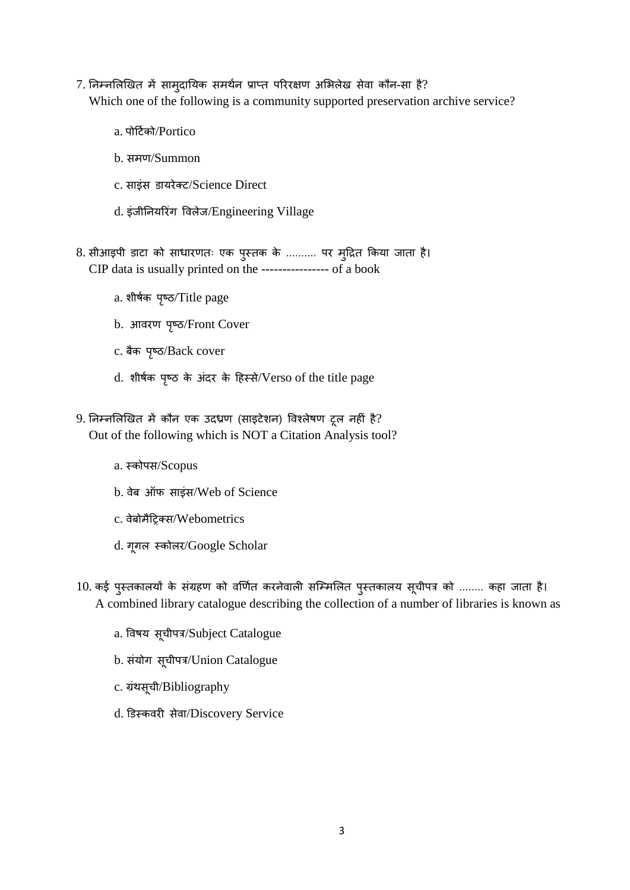7. निम्नलिखित में सामुदायिक समर्थन प्राप्त परिरक्षण अभिलेख सेवा कौन-सा है?
   Which one of the following is a community supported preservation archive service?

   a. पोर्टिको/Portico

   b. समण/Summon

   c. साइंस डायरेक्ट/Science Direct

   d. इंजीनियरिंग विलेज/Engineering Village

8. सीआइपी डाटा को साधारणतः एक पुस्तक के .......... पर मुद्रित किया जाता है।
   CIP data is usually printed on the ---------------- of a book

   a. शीर्षक पृष्ठ/Title page

   b. आवरण पृष्ठ/Front Cover

   c. बैक पृष्ठ/Back cover

   d. शीर्षक पृष्ठ के अंदर के हिस्से/Verso of the title page

9. निम्नलिखित में कौन एक उदध्रण (साइटेशन) विश्लेषण टूल नहीं है?
   Out of the following which is NOT a Citation Analysis tool?

   a. स्कोपस/Scopus

   b. वेब ऑफ साइंस/Web of Science

   c. वेबोमैट्रिक्स/Webometrics

   d. गूगल स्कोलर/Google Scholar

10. कई पुस्तकालयों के संग्रहण को वर्णित करनेवाली सम्मिलित पुस्तकालय सूचीपत्र को ........ कहा जाता है।
    A combined library catalogue describing the collection of a number of libraries is known as

    a. विषय सूचीपत्र/Subject Catalogue

    b. संयोग सूचीपत्र/Union Catalogue

    c. ग्रंथसूची/Bibliography

    d. डिस्कवरी सेवा/Discovery Service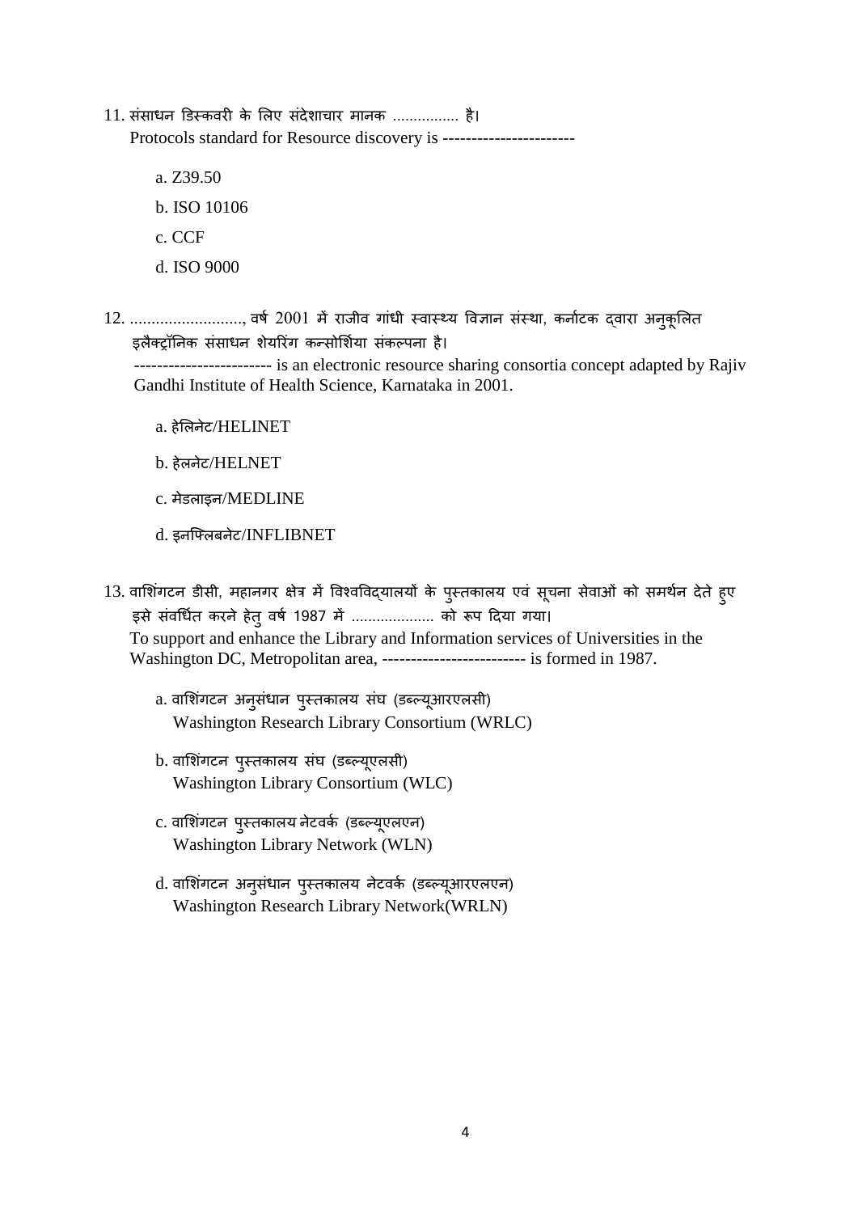11. संसाधन डिस्कवरी के लिए संदेशाचार मानक ................ है।
    Protocols standard for Resource discovery is -----------------------

    a. Z39.50

    b. ISO 10106

    c. CCF

    d. ISO 9000

12. .........................., वर्ष 2001 में राजीव गांधी स्वास्थ्य विज्ञान संस्था, कर्नाटक द्वारा अनुकूलित इलैक्ट्रॉनिक संसाधन शेयरिंग कन्सोर्शिया संकल्पना है।
    ------------------------ is an electronic resource sharing consortia concept adapted by Rajiv Gandhi Institute of Health Science, Karnataka in 2001.

    a. हेलिनेट/HELINET

    b. हेलनेट/HELNET

    c. मेडलाइन/MEDLINE

    d. इनफ्लिबनेट/INFLIBNET

13. वाशिंगटन डीसी, महानगर क्षेत्र में विश्वविद्यालयों के पुस्तकालय एवं सूचना सेवाओं को समर्थन देते हुए इसे संवर्धित करने हेतु वर्ष 1987 में ................... को रूप दिया गया।
    To support and enhance the Library and Information services of Universities in the Washington DC, Metropolitan area, ------------------------- is formed in 1987.

    a. वाशिंगटन अनुसंधान पुस्तकालय संघ (डब्ल्यूआरएलसी)
       Washington Research Library Consortium (WRLC)

    b. वाशिंगटन पुस्तकालय संघ (डब्ल्यूएलसी)
       Washington Library Consortium (WLC)

    c. वाशिंगटन पुस्तकालय नेटवर्क (डब्ल्यूएलएन)
       Washington Library Network (WLN)

    d. वाशिंगटन अनुसंधान पुस्तकालय नेटवर्क (डब्ल्यूआरएलएन)
       Washington Research Library Network(WRLN)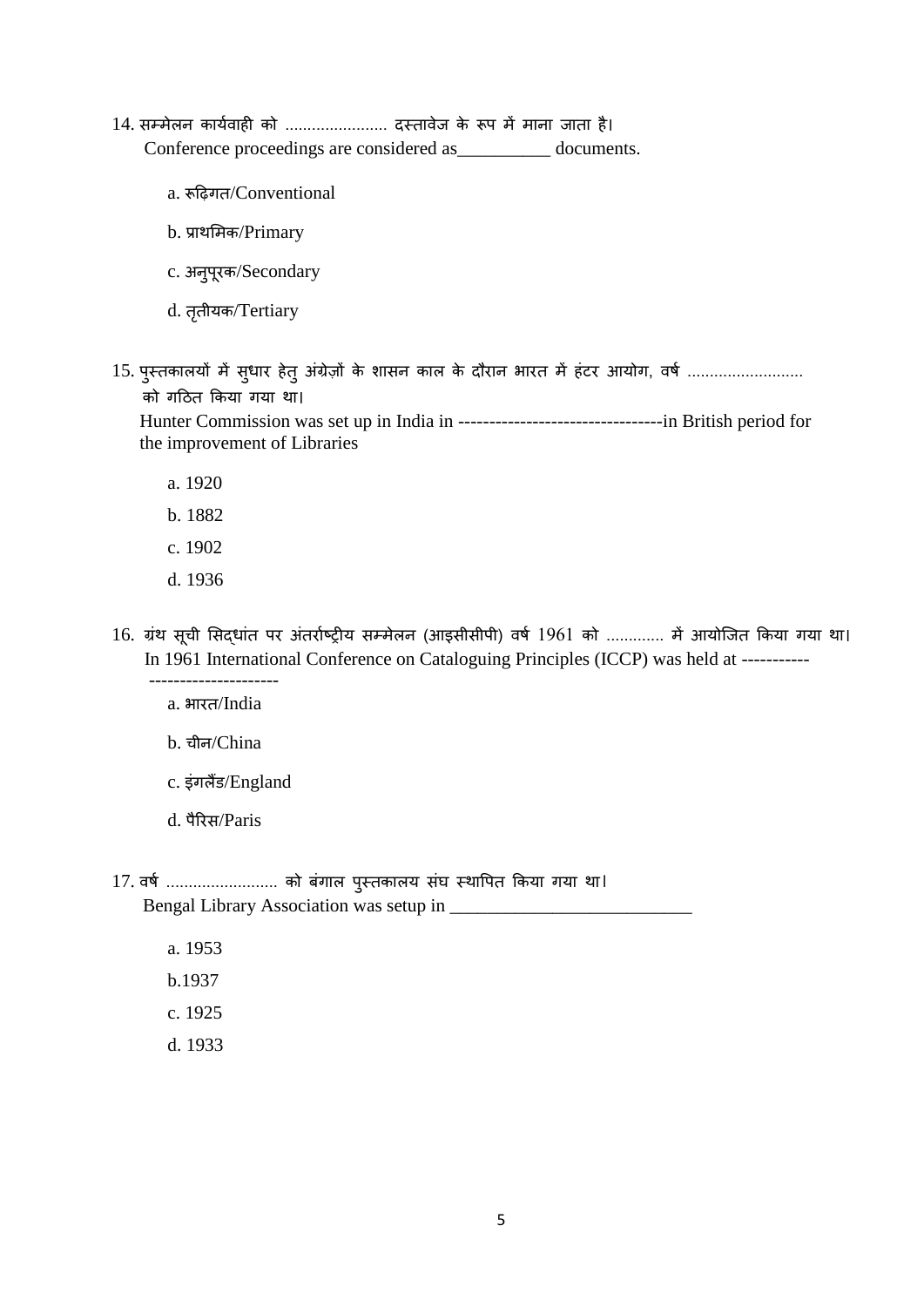14. सम्मेलन कार्यवाही को ...................... दस्तावेज के रूप में माना जाता है।
Conference proceedings are considered as__________ documents.

a. रूढ़िगत/Conventional

b. प्राथमिक/Primary

c. अनुपूरक/Secondary

d. तृतीयक/Tertiary

15. पुस्तकालयों में सुधार हेतु अंग्रेज़ों के शासन काल के दौरान भारत में हंटर आयोग, वर्ष ......................... को गठित किया गया था।
Hunter Commission was set up in India in ---------------------------------in British period for the improvement of Libraries

a. 1920

b. 1882

c. 1902

d. 1936

16. ग्रंथ सूची सिद्धांत पर अंतर्राष्ट्रीय सम्मेलन (आइसीसीपी) वर्ष 1961 को ............ में आयोजित किया गया था।
In 1961 International Conference on Cataloguing Principles (ICCP) was held at ---------------------------------

a. भारत/India

b. चीन/China

c. इंगलैंड/England

d. पैरिस/Paris

17. वर्ष ........................ को बंगाल पुस्तकालय संघ स्थापित किया गया था।
Bengal Library Association was setup in __________________________

a. 1953

b.1937

c. 1925

d. 1933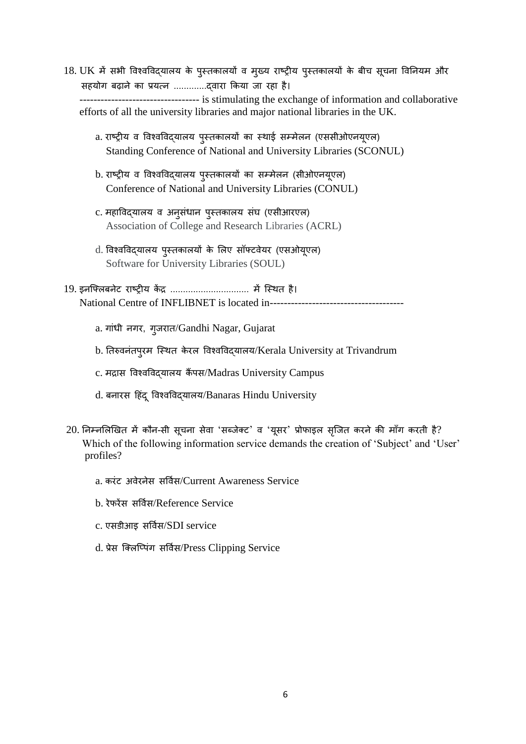18. UK में सभी विश्वविद्यालय के पुस्तकालयों व मुख्य राष्ट्रीय पुस्तकालयों के बीच सूचना विनियम और सहयोग बढ़ाने का प्रयत्न .............द्वारा किया जा रहा है।
---------------------------------- is stimulating the exchange of information and collaborative efforts of all the university libraries and major national libraries in the UK.

    a. राष्ट्रीय व विश्वविद्यालय पुस्तकालयों का स्थाई सम्मेलन (एससीओएनयूएल)
    Standing Conference of National and University Libraries (SCONUL)

    b. राष्ट्रीय व विश्वविद्यालय पुस्तकालयों का सम्मेलन (सीओएनयूएल)
    Conference of National and University Libraries (CONUL)

    c. महाविद्यालय व अनुसंधान पुस्तकालय संघ (एसीआरएल)
    Association of College and Research Libraries (ACRL)

    d. विश्वविद्यालय पुस्तकालयों के लिए सॉफ्टवेयर (एसओयूएल)
    Software for University Libraries (SOUL)

19. इनफ्लिबनेट राष्ट्रीय केंद्र ............................... में स्थित है।
National Centre of INFLIBNET is located in-------------------------------------

    a. गांधी नगर, गुजरात/Gandhi Nagar, Gujarat

    b. तिरुवनंतपुरम स्थित केरल विश्वविद्यालय/Kerala University at Trivandrum

    c. मद्रास विश्वविद्यालय कैंपस/Madras University Campus

    d. बनारस हिंदू विश्वविद्यालय/Banaras Hindu University

20. निम्नलिखित में कौन-सी सूचना सेवा 'सब्जेक्ट' व 'यूसर' प्रोफाइल सृजित करने की माँग करती है?
Which of the following information service demands the creation of 'Subject' and 'User' profiles?

    a. करंट अवेरनेस सर्विस/Current Awareness Service

    b. रेफरेंस सर्विस/Reference Service

    c. एसडीआइ सर्विस/SDI service

    d. प्रेस क्लिप्पिंग सर्विस/Press Clipping Service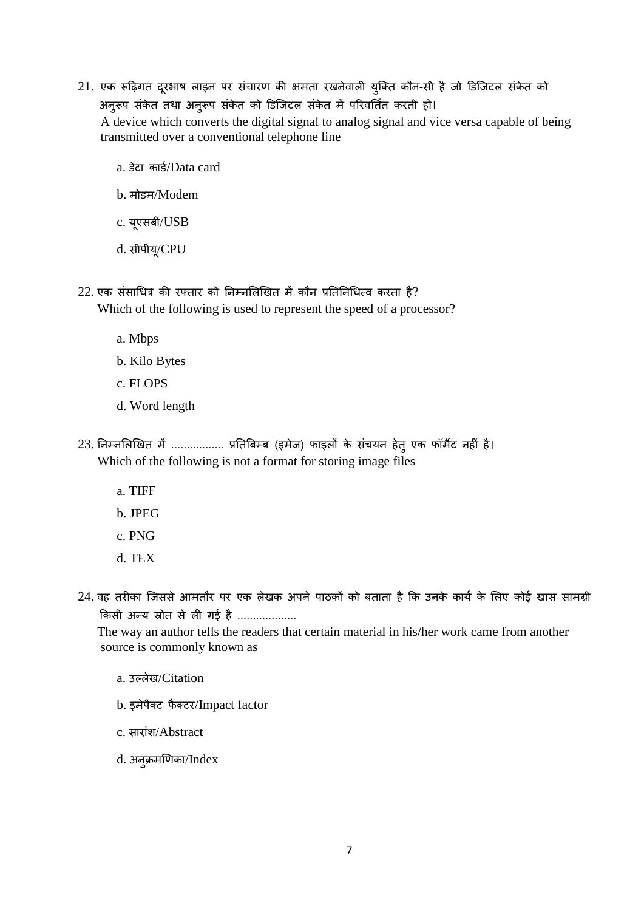21. एक रूढ़िगत दूरभाष लाइन पर संचारण की क्षमता रखनेवाली युक्ति कौन-सी है जो डिजिटल संकेत को अनुरूप संकेत तथा अनुरूप संकेत को डिजिटल संकेत में परिवर्तित करती हो।
A device which converts the digital signal to analog signal and vice versa capable of being transmitted over a conventional telephone line

    a. डेटा कार्ड/Data card

    b. मोडम/Modem

    c. यूएसबी/USB

    d. सीपीयू/CPU

22. एक संसाधित्र की रफ्तार को निम्नलिखित में कौन प्रतिनिधित्व करता है?
Which of the following is used to represent the speed of a processor?

    a. Mbps

    b. Kilo Bytes

    c. FLOPS

    d. Word length

23. निम्नलिखित में ................ प्रतिबिम्ब (इमेज) फाइलों के संचयन हेतु एक फॉर्मैट नहीं है।
Which of the following is not a format for storing image files

    a. TIFF

    b. JPEG

    c. PNG

    d. TEX

24. वह तरीका जिससे आमतौर पर एक लेखक अपने पाठकों को बताता है कि उनके कार्य के लिए कोई खास सामग्री किसी अन्य स्रोत से ली गई है ..................
The way an author tells the readers that certain material in his/her work came from another source is commonly known as

    a. उल्लेख/Citation

    b. इमेपैक्ट फैक्टर/Impact factor

    c. सारांश/Abstract

    d. अनुक्रमणिका/Index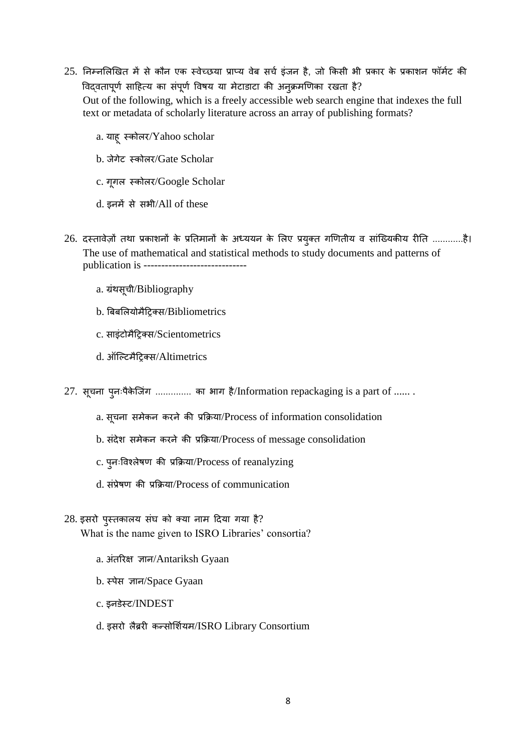25. निम्नलिखित में से कौन एक स्वेच्छया प्राप्य वेब सर्च इंजन है, जो किसी भी प्रकार के प्रकाशन फॉर्मेट की विद्वतापूर्ण साहित्य का संपूर्ण विषय या मेटाडाटा की अनुक्रमणिका रखता है?
    Out of the following, which is a freely accessible web search engine that indexes the full text or metadata of scholarly literature across an array of publishing formats?

    a. याहू स्कोलर/Yahoo scholar

    b. जेगेट स्कोलर/Gate Scholar

    c. गूगल स्कोलर/Google Scholar

    d. इनमें से सभी/All of these

26. दस्तावेज़ों तथा प्रकाशनों के प्रतिमानों के अध्ययन के लिए प्रयुक्त गणितीय व सांख्यिकीय रीति ...........है।
    The use of mathematical and statistical methods to study documents and patterns of publication is -----------------------------

    a. ग्रंथसूची/Bibliography

    b. बिबलियोमैट्रिक्स/Bibliometrics

    c. साइंटोमैट्रिक्स/Scientometrics

    d. ऑल्टिमैट्रिक्स/Altimetrics

27. सूचना पुनःपैकेजिंग ............. का भाग है/Information repackaging is a part of ...... .

    a. सूचना समेकन करने की प्रक्रिया/Process of information consolidation

    b. संदेश समेकन करने की प्रक्रिया/Process of message consolidation

    c. पुनःविश्लेषण की प्रक्रिया/Process of reanalyzing

    d. संप्रेषण की प्रक्रिया/Process of communication

28. इसरो पुस्तकालय संघ को क्या नाम दिया गया है?
    What is the name given to ISRO Libraries' consortia?

    a. अंतरिक्ष ज्ञान/Antariksh Gyaan

    b. स्पेस ज्ञान/Space Gyaan

    c. इनडेस्ट/INDEST

    d. इसरो लैब्री कन्सोर्शियम/ISRO Library Consortium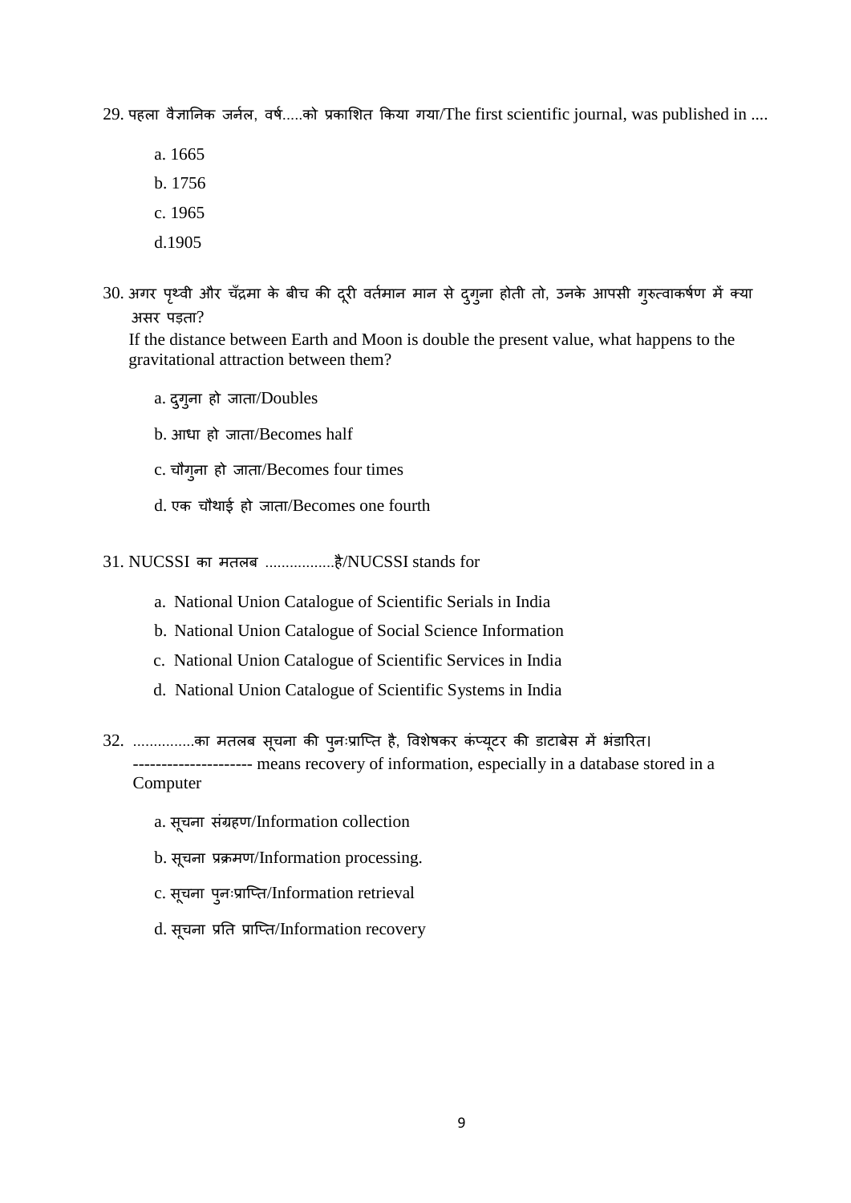29. पहला वैज्ञानिक जर्नल, वर्ष.....को प्रकाशित किया गया/The first scientific journal, was published in ....

   a. 1665

   b. 1756

   c. 1965

   d.1905

30. अगर पृथ्वी और चँद्रमा के बीच की दूरी वर्तमान मान से दुगुना होती तो, उनके आपसी गुरुत्वाकर्षण में क्या असर पड़ता?
    If the distance between Earth and Moon is double the present value, what happens to the gravitational attraction between them?

   a. दुगुना हो जाता/Doubles

   b. आधा हो जाता/Becomes half

   c. चौगुना हो जाता/Becomes four times

   d. एक चौथाई हो जाता/Becomes one fourth

31. NUCSSI का मतलब .................है/NUCSSI stands for

   a. National Union Catalogue of Scientific Serials in India

   b. National Union Catalogue of Social Science Information

   c. National Union Catalogue of Scientific Services in India

   d. National Union Catalogue of Scientific Systems in India

32. ...............का मतलब सूचना की पुनःप्राप्ति है, विशेषकर कंप्यूटर की डाटाबेस में भंडारित।
    --------------------- means recovery of information, especially in a database stored in a Computer

   a. सूचना संग्रहण/Information collection

   b. सूचना प्रक्रमण/Information processing.

   c. सूचना पुनःप्राप्ति/Information retrieval

   d. सूचना प्रति प्राप्ति/Information recovery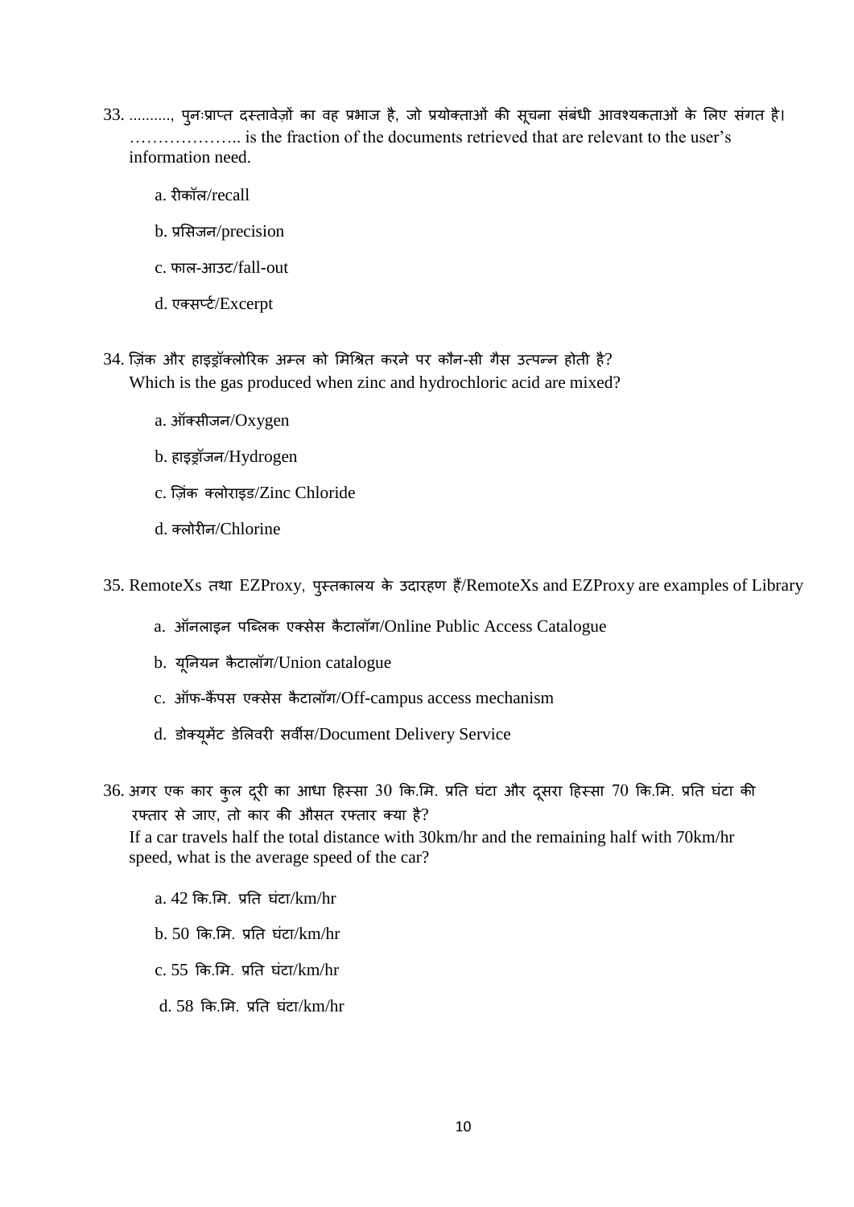33. .........., पुनःप्राप्त दस्तावेज़ों का वह प्रभाज है, जो प्रयोक्ताओं की सूचना संबंधी आवश्यकताओं के लिए संगत है।
……………….. is the fraction of the documents retrieved that are relevant to the user's information need.

a. रीकॉल/recall

b. प्रसिजन/precision

c. फाल-आउट/fall-out

d. एक्सर्प्ट/Excerpt

34. ज़िंक और हाइड्रॉक्लोरिक अम्ल को मिश्रित करने पर कौन-सी गैस उत्पन्न होती है?
Which is the gas produced when zinc and hydrochloric acid are mixed?

a. ऑक्सीजन/Oxygen

b. हाइड्रॉजन/Hydrogen

c. ज़िंक क्लोराइड/Zinc Chloride

d. क्लोरीन/Chlorine

35. RemoteXs तथा EZProxy, पुस्तकालय के उदारहण हैं/RemoteXs and EZProxy are examples of Library

a. ऑनलाइन पब्लिक एक्सेस कैटालॉग/Online Public Access Catalogue

b. यूनियन कैटालॉग/Union catalogue

c. ऑफ-कैंपस एक्सेस कैटालॉग/Off-campus access mechanism

d. डोक्यूमेंट डेलिवरी सर्वीस/Document Delivery Service

36. अगर एक कार कुल दूरी का आधा हिस्सा 30 कि.मि. प्रति घंटा और दूसरा हिस्सा 70 कि.मि. प्रति घंटा की रफ्तार से जाए, तो कार की औसत रफ्तार क्या है?
If a car travels half the total distance with 30km/hr and the remaining half with 70km/hr speed, what is the average speed of the car?

a. 42 कि.मि. प्रति घंटा/km/hr

b. 50 कि.मि. प्रति घंटा/km/hr

c. 55 कि.मि. प्रति घंटा/km/hr

d. 58 कि.मि. प्रति घंटा/km/hr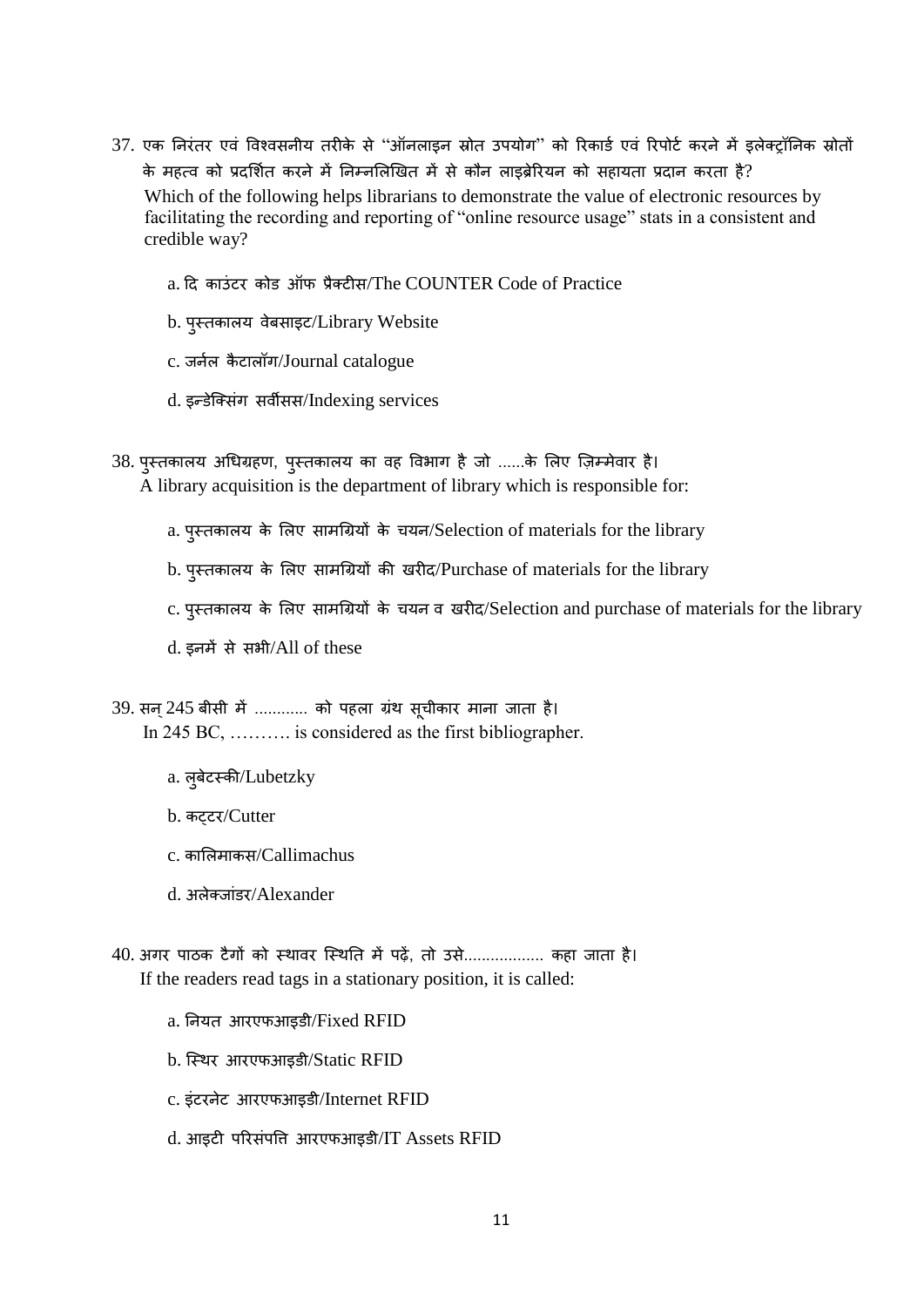37. एक निरंतर एवं विश्वसनीय तरीके से "ऑनलाइन स्रोत उपयोग" को रिकार्ड एवं रिपोर्ट करने में इलेक्ट्रॉनिक स्रोतों के महत्व को प्रदर्शित करने में निम्नलिखित में से कौन लाइब्रेरियन को सहायता प्रदान करता है?
Which of the following helps librarians to demonstrate the value of electronic resources by facilitating the recording and reporting of "online resource usage" stats in a consistent and credible way?

    a. दि काउंटर कोड ऑफ प्रैक्टीस/The COUNTER Code of Practice

    b. पुस्तकालय वेबसाइट/Library Website

    c. जर्नल कैटालॉग/Journal catalogue

    d. इन्डेक्सिंग सर्वीसस/Indexing services

38. पुस्तकालय अधिग्रहण, पुस्तकालय का वह विभाग है जो ......के लिए ज़िम्मेवार है।
A library acquisition is the department of library which is responsible for:

    a. पुस्तकालय के लिए सामग्रियों के चयन/Selection of materials for the library

    b. पुस्तकालय के लिए सामग्रियों की खरीद/Purchase of materials for the library

    c. पुस्तकालय के लिए सामग्रियों के चयन व खरीद/Selection and purchase of materials for the library

    d. इनमें से सभी/All of these

39. सन् 245 बीसी में ........... को पहला ग्रंथ सूचीकार माना जाता है।
In 245 BC, ………. is considered as the first bibliographer.

    a. लुबेटस्की/Lubetzky

    b. कट्टर/Cutter

    c. कालिमाकस/Callimachus

    d. अलेक्जांडर/Alexander

40. अगर पाठक टैगों को स्थावर स्थिति में पढ़ें, तो उसे................. कहा जाता है।
If the readers read tags in a stationary position, it is called:

    a. नियत आरएफआइडी/Fixed RFID

    b. स्थिर आरएफआइडी/Static RFID

    c. इंटरनेट आरएफआइडी/Internet RFID

    d. आइटी परिसंपत्ति आरएफआइडी/IT Assets RFID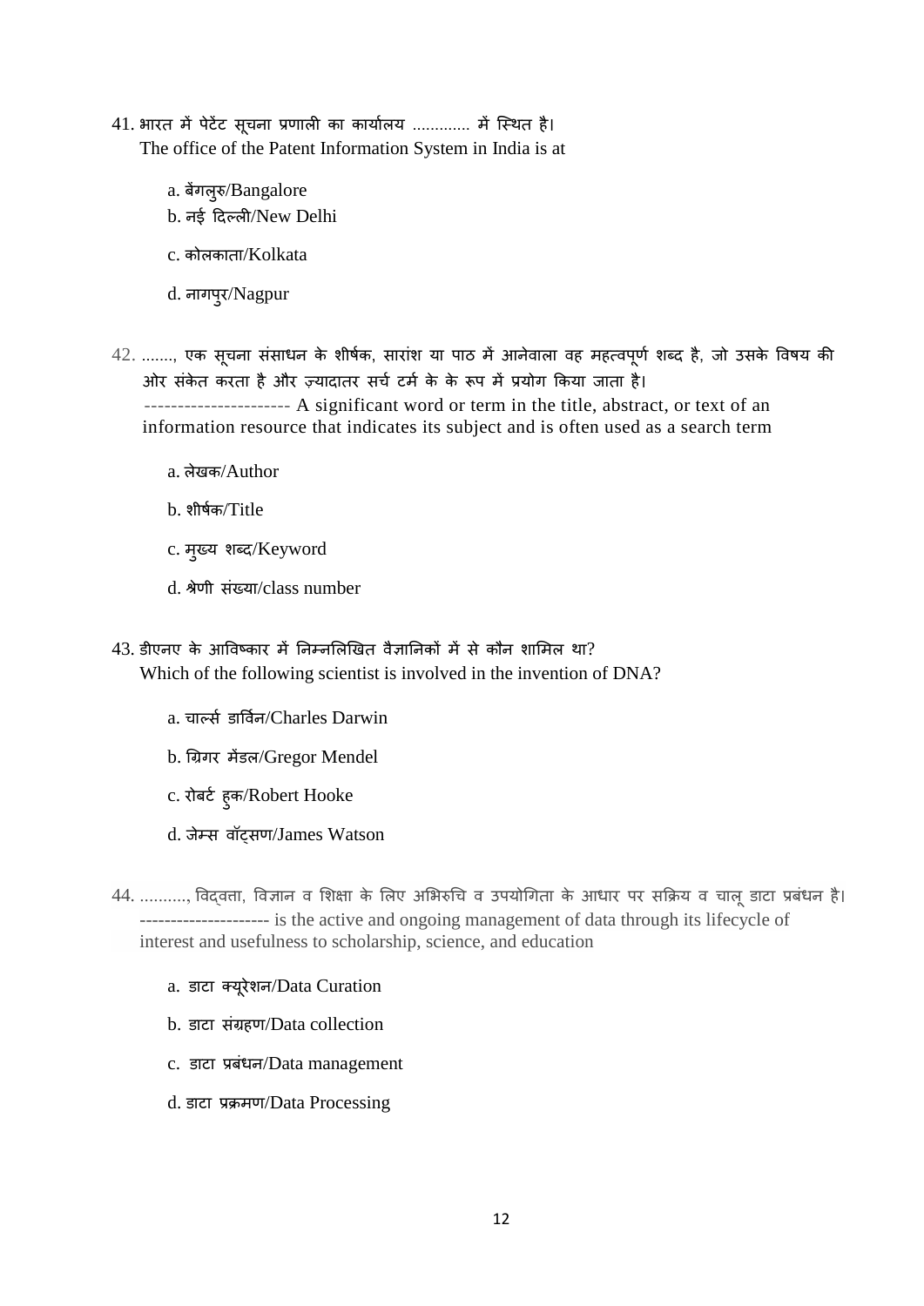41. भारत में पेटेंट सूचना प्रणाली का कार्यालय ............ में स्थित है।
The office of the Patent Information System in India is at

a. बेंगलुरु/Bangalore
b. नई दिल्ली/New Delhi
c. कोलकाता/Kolkata
d. नागपुर/Nagpur

42. ......., एक सूचना संसाधन के शीर्षक, सारांश या पाठ में आनेवाला वह महत्वपूर्ण शब्द है, जो उसके विषय की ओर संकेत करता है और ज़्यादातर सर्च टर्म के के रूप में प्रयोग किया जाता है।
---------------------- A significant word or term in the title, abstract, or text of an information resource that indicates its subject and is often used as a search term

a. लेखक/Author
b. शीर्षक/Title
c. मुख्य शब्द/Keyword
d. श्रेणी संख्या/class number

43. डीएनए के आविष्कार में निम्नलिखित वैज्ञानिकों में से कौन शामिल था?
Which of the following scientist is involved in the invention of DNA?

a. चार्ल्स डार्विन/Charles Darwin
b. ग्रिगर मेंडल/Gregor Mendel
c. रोबर्ट हुक/Robert Hooke
d. जेम्स वॉट्सण/James Watson

44. .........., विद्वत्ता, विज्ञान व शिक्षा के लिए अभिरुचि व उपयोगिता के आधार पर सक्रिय व चालू डाटा प्रबंधन है।
--------------------- is the active and ongoing management of data through its lifecycle of interest and usefulness to scholarship, science, and education

a. डाटा क्यूरेशन/Data Curation
b. डाटा संग्रहण/Data collection
c. डाटा प्रबंधन/Data management
d. डाटा प्रक्रमण/Data Processing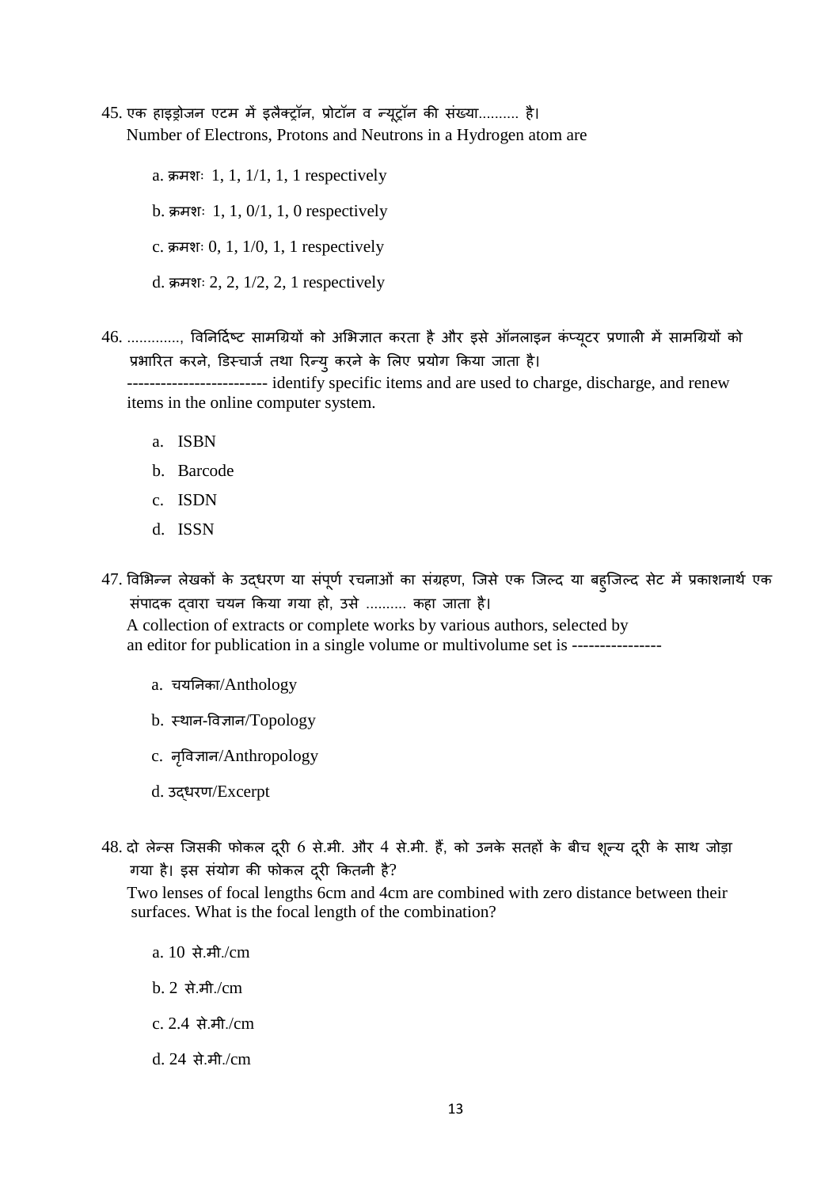45. एक हाइड्रोजन एटम में इलैक्ट्रॉन, प्रोटॉन व न्यूट्रॉन की संख्या.......... है।
Number of Electrons, Protons and Neutrons in a Hydrogen atom are

   a. क्रमशः 1, 1, 1/1, 1, 1 respectively

   b. क्रमशः 1, 1, 0/1, 1, 0 respectively

   c. क्रमशः 0, 1, 1/0, 1, 1 respectively

   d. क्रमशः 2, 2, 1/2, 2, 1 respectively

46. ............., विनिर्दिष्ट सामग्रियों को अभिज्ञात करता है और इसे ऑनलाइन कंप्यूटर प्रणाली में सामग्रियों को प्रभारित करने, डिस्चार्ज तथा रिन्यु करने के लिए प्रयोग किया जाता है।
------------------------- identify specific items and are used to charge, discharge, and renew items in the online computer system.

   a. ISBN
   b. Barcode
   c. ISDN
   d. ISSN

47. विभिन्न लेखकों के उद्धरण या संपूर्ण रचनाओं का संग्रहण, जिसे एक जिल्द या बहुजिल्द सेट में प्रकाशनार्थ एक संपादक द्वारा चयन किया गया हो, उसे .......... कहा जाता है।
A collection of extracts or complete works by various authors, selected by an editor for publication in a single volume or multivolume set is ----------------

   a. चयनिका/Anthology

   b. स्थान-विज्ञान/Topology

   c. नृविज्ञान/Anthropology

   d. उद्धरण/Excerpt

48. दो लेन्स जिसकी फोकल दूरी 6 से.मी. और 4 से.मी. हैं, को उनके सतहों के बीच शून्य दूरी के साथ जोड़ा गया है। इस संयोग की फोकल दूरी कितनी है?
Two lenses of focal lengths 6cm and 4cm are combined with zero distance between their surfaces. What is the focal length of the combination?

   a. 10 से.मी./cm

   b. 2 से.मी./cm

   c. 2.4 से.मी./cm

   d. 24 से.मी./cm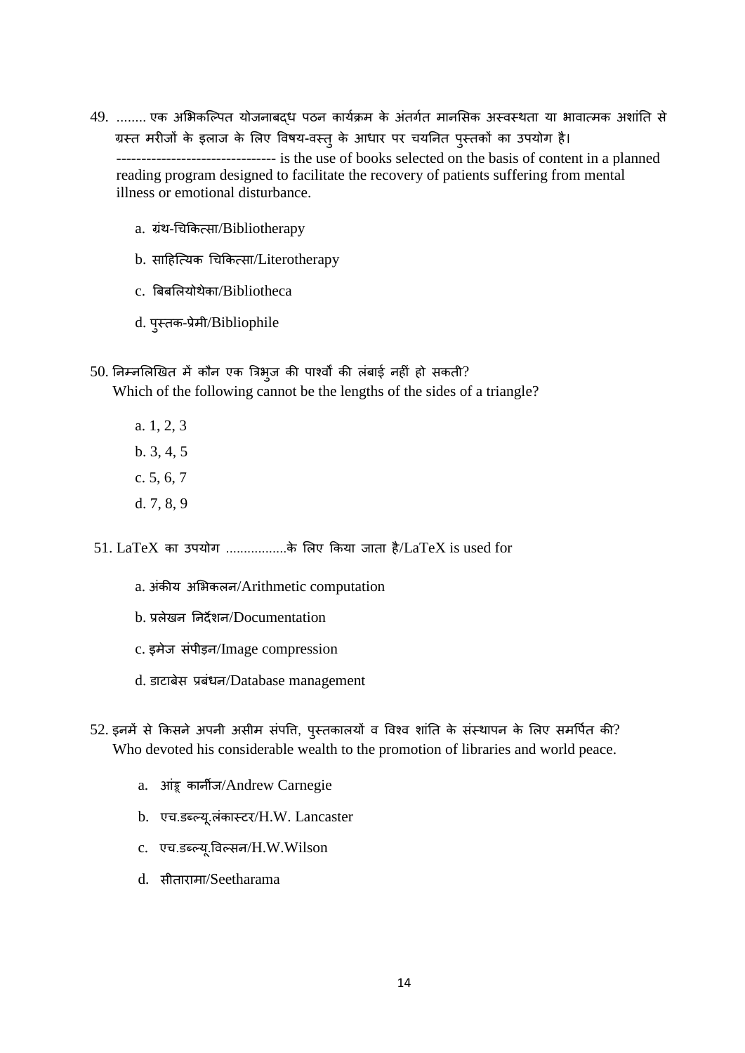49. ........ एक अभिकल्पित योजनाबद्ध पठन कार्यक्रम के अंतर्गत मानसिक अस्वस्थता या भावात्मक अशांति से ग्रस्त मरीजों के इलाज के लिए विषय-वस्तु के आधार पर चयनित पुस्तकों का उपयोग है।
-------------------------------- is the use of books selected on the basis of content in a planned reading program designed to facilitate the recovery of patients suffering from mental illness or emotional disturbance.

   a. ग्रंथ-चिकित्सा/Bibliotherapy

   b. साहित्यिक चिकित्सा/Literotherapy

   c. बिबलियोथेका/Bibliotheca

   d. पुस्तक-प्रेमी/Bibliophile

50. निम्नलिखित में कौन एक त्रिभुज की पार्श्वों की लंबाई नहीं हो सकती?
Which of the following cannot be the lengths of the sides of a triangle?

   a. 1, 2, 3
   b. 3, 4, 5
   c. 5, 6, 7
   d. 7, 8, 9

51. LaTeX का उपयोग ................के लिए किया जाता है/LaTeX is used for

   a. अंकीय अभिकलन/Arithmetic computation

   b. प्रलेखन निर्देशन/Documentation

   c. इमेज संपीड़न/Image compression

   d. डाटाबेस प्रबंधन/Database management

52. इनमें से किसने अपनी असीम संपत्ति, पुस्तकालयों व विश्व शांति के संस्थापन के लिए समर्पित की?
Who devoted his considerable wealth to the promotion of libraries and world peace.

   a. आंड्रू कार्नीज/Andrew Carnegie

   b. एच.डब्ल्यू.लंकास्टर/H.W. Lancaster

   c. एच.डब्ल्यू.विल्सन/H.W.Wilson

   d. सीतारामा/Seetharama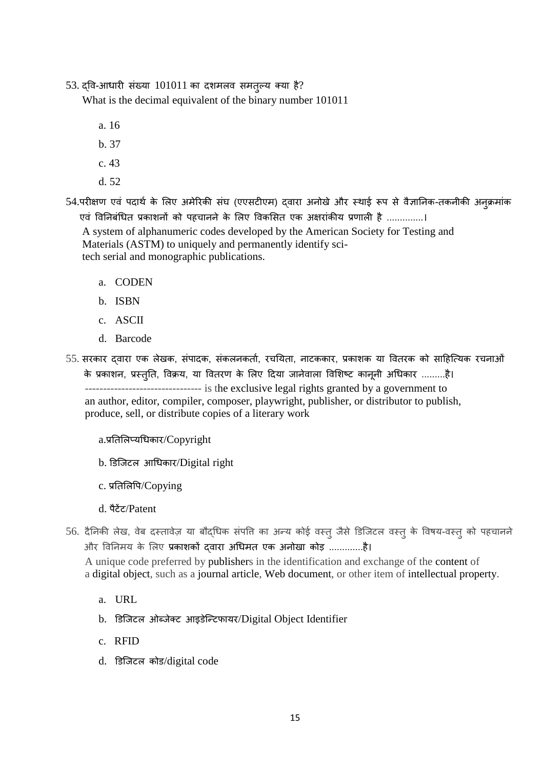53. द्वि-आधारी संख्या 101011 का दशमलव समतुल्य क्या है?
What is the decimal equivalent of the binary number 101011

a. 16

b. 37

c. 43

d. 52

54. परीक्षण एवं पदार्थ के लिए अमेरिकी संघ (एएसटीएम) द्वारा अनोखे और स्थाई रूप से वैज्ञानिक-तकनीकी अनुक्रमांक एवं विनिबंधित प्रकाशनों को पहचानने के लिए विकसित एक अक्षरांकीय प्रणाली है .............।
A system of alphanumeric codes developed by the American Society for Testing and Materials (ASTM) to uniquely and permanently identify sci-tech serial and monographic publications.

a. CODEN

b. ISBN

c. ASCII

d. Barcode

55. सरकार द्वारा एक लेखक, संपादक, संकलनकर्ता, रचयिता, नाटककार, प्रकाशक या वितरक को साहित्यिक रचनाओं के प्रकाशन, प्रस्तुति, विक्रय, या वितरण के लिए दिया जानेवाला विशिष्ट कानूनी अधिकार .........है।
-------------------------------- is the exclusive legal rights granted by a government to an author, editor, compiler, composer, playwright, publisher, or distributor to publish, produce, sell, or distribute copies of a literary work

a. प्रतिलिप्यधिकार/Copyright

b. डिजिटल आधिकार/Digital right

c. प्रतिलिपि/Copying

d. पैटेंट/Patent

56. दैनिकी लेख, वेब दस्तावेज़ या बौद्धिक संपत्ति का अन्य कोई वस्तु जैसे डिजिटल वस्तु के विषय-वस्तु को पहचानने और विनिमय के लिए प्रकाशकों द्वारा अधिमत एक अनोखा कोड़ ............है।
A unique code preferred by publishers in the identification and exchange of the content of a digital object, such as a journal article, Web document, or other item of intellectual property.

a. URL

b. डिजिटल ओब्जेक्ट आइडेन्टिफायर/Digital Object Identifier

c. RFID

d. डिजिटल कोड/digital code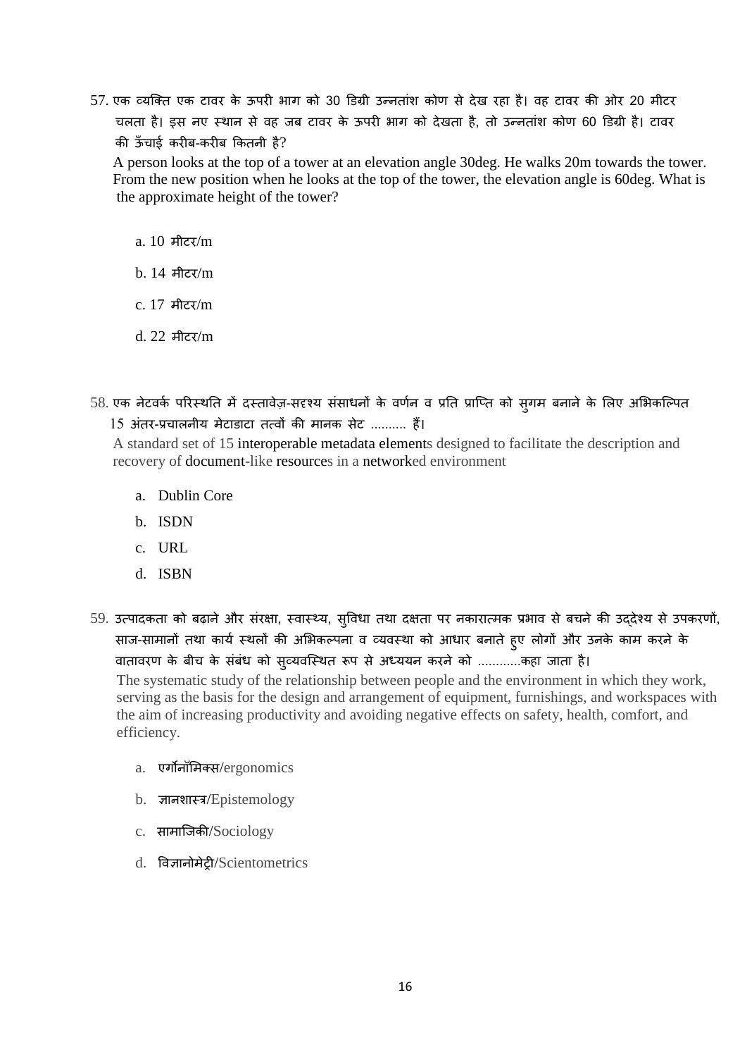57. एक व्यक्ति एक टावर के ऊपरी भाग को 30 डिग्री उन्नतांश कोण से देख रहा है। वह टावर की ओर 20 मीटर चलता है। इस नए स्थान से वह जब टावर के ऊपरी भाग को देखता है, तो उन्नतांश कोण 60 डिग्री है। टावर की ऊँचाई करीब-करीब कितनी है?

A person looks at the top of a tower at an elevation angle 30deg. He walks 20m towards the tower. From the new position when he looks at the top of the tower, the elevation angle is 60deg. What is the approximate height of the tower?

a. 10 मीटर/m

b. 14 मीटर/m

c. 17 मीटर/m

d. 22 मीटर/m

58. एक नेटवर्क परिस्थिति में दस्तावेज़-सदृश्य संसाधनों के वर्णन व प्रति प्राप्ति को सुगम बनाने के लिए अभिकल्पित 15 अंतर-प्रचालनीय मेटाडाटा तत्वों की मानक सेट .......... हैं।

A standard set of 15 interoperable metadata elements designed to facilitate the description and recovery of document-like resources in a networked environment

a. Dublin Core
b. ISDN
c. URL
d. ISBN

59. उत्पादकता को बढ़ाने और संरक्षा, स्वास्थ्य, सुविधा तथा दक्षता पर नकारात्मक प्रभाव से बचने की उद्देश्य से उपकरणों, साज-सामानों तथा कार्य स्थलों की अभिकल्पना व व्यवस्था को आधार बनाते हुए लोगों और उनके काम करने के वातावरण के बीच के संबंध को सुव्यवस्थित रूप से अध्ययन करने को ............कहा जाता है।

The systematic study of the relationship between people and the environment in which they work, serving as the basis for the design and arrangement of equipment, furnishings, and workspaces with the aim of increasing productivity and avoiding negative effects on safety, health, comfort, and efficiency.

a. एर्गोनॉमिक्स/ergonomics
b. ज्ञानशास्त्र/Epistemology
c. सामाजिकी/Sociology
d. विज्ञानोमेट्री/Scientometrics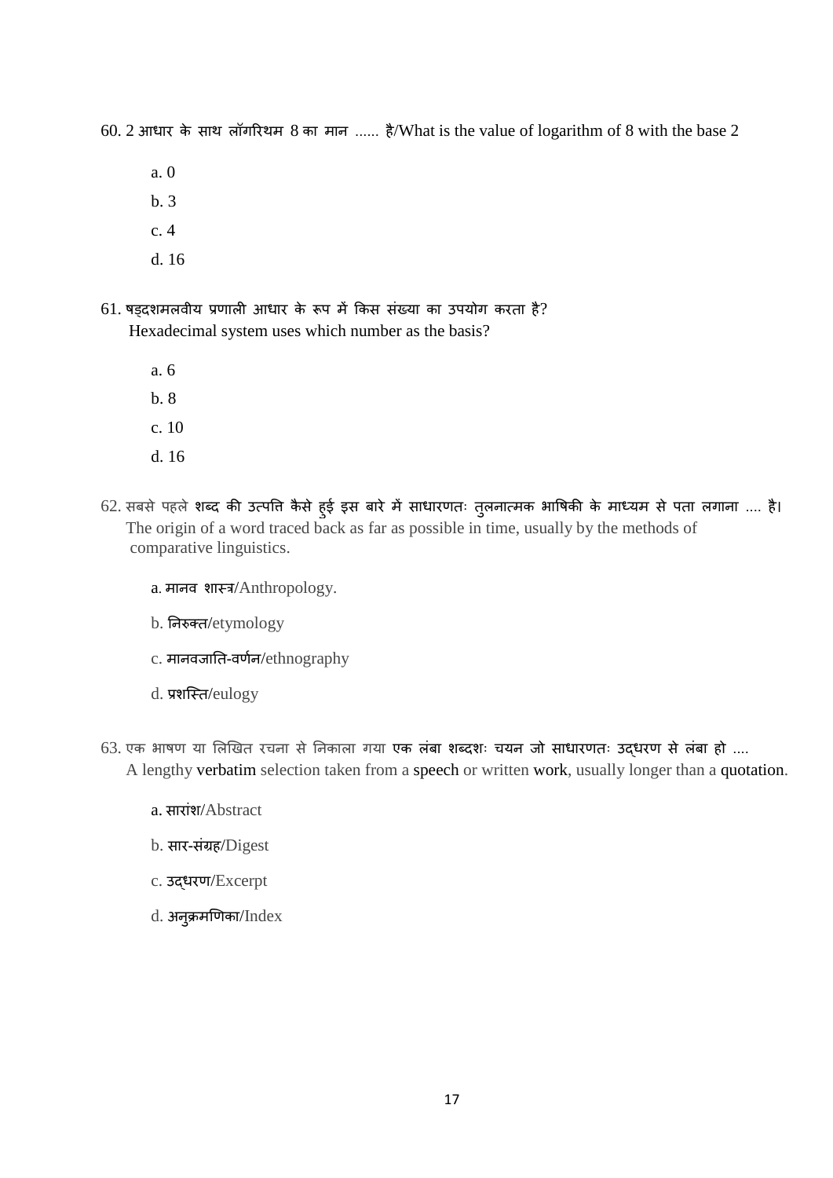60. 2 आधार के साथ लॉगरिथम 8 का मान ...... है/What is the value of logarithm of 8 with the base 2

a. 0

b. 3

c. 4

d. 16

61. षड्दशमलवीय प्रणाली आधार के रूप में किस संख्या का उपयोग करता है?
Hexadecimal system uses which number as the basis?

a. 6

b. 8

c. 10

d. 16

62. सबसे पहले शब्द की उत्पत्ति कैसे हुई इस बारे में साधारणतः तुलनात्मक भाषिकी के माध्यम से पता लगाना .... है।
The origin of a word traced back as far as possible in time, usually by the methods of comparative linguistics.

a. मानव शास्त्र/Anthropology.

b. निरुक्त/etymology

c. मानवजाति-वर्णन/ethnography

d. प्रशस्ति/eulogy

63. एक भाषण या लिखित रचना से निकाला गया एक लंबा शब्दशः चयन जो साधारणतः उद्धरण से लंबा हो ....
A lengthy verbatim selection taken from a speech or written work, usually longer than a quotation.

a. सारांश/Abstract

b. सार-संग्रह/Digest

c. उद्धरण/Excerpt

d. अनुक्रमणिका/Index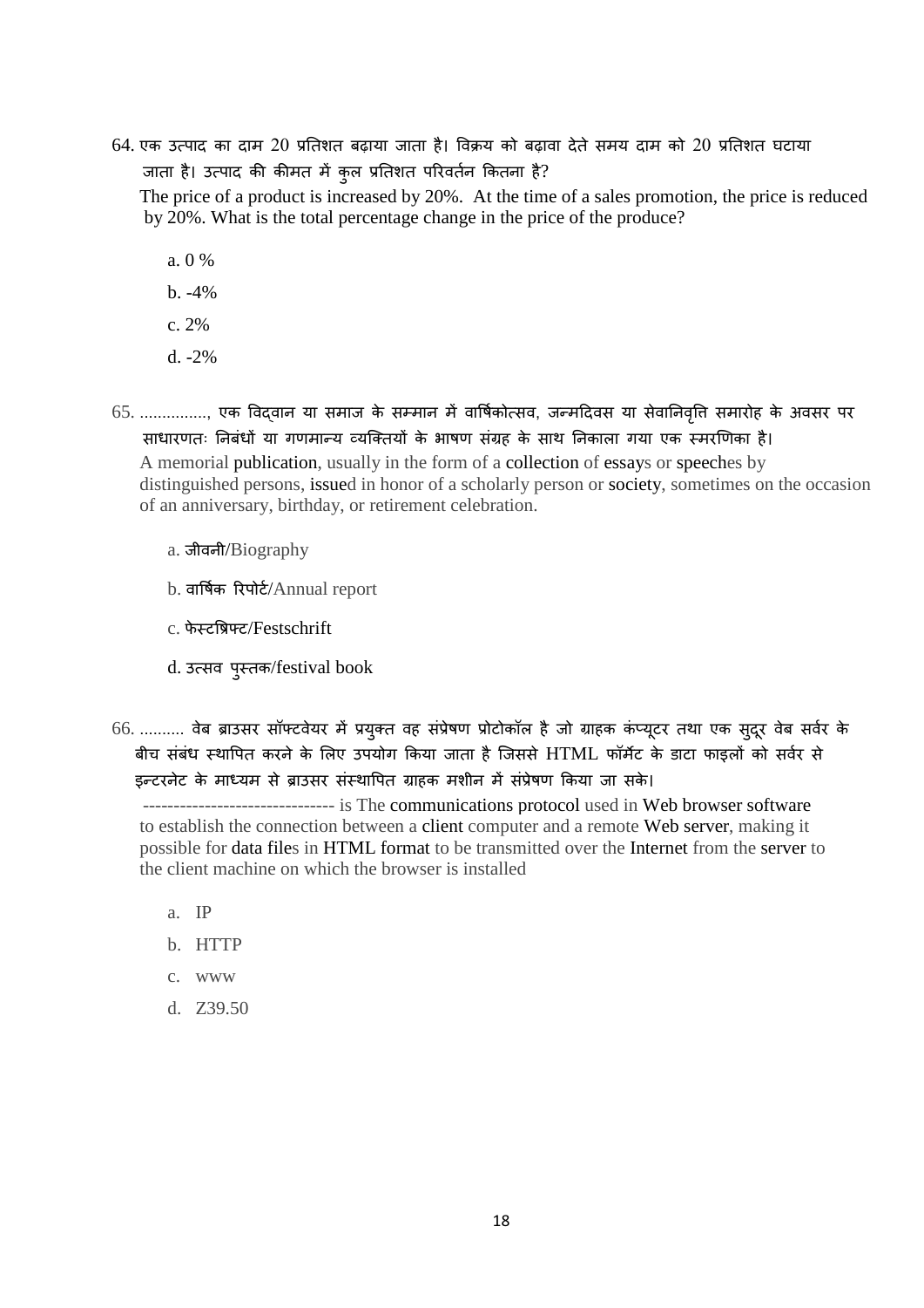64. एक उत्पाद का दाम 20 प्रतिशत बढ़ाया जाता है। विक्रय को बढ़ावा देते समय दाम को 20 प्रतिशत घटाया जाता है। उत्पाद की कीमत में कुल प्रतिशत परिवर्तन कितना है?

The price of a product is increased by 20%. At the time of a sales promotion, the price is reduced by 20%. What is the total percentage change in the price of the produce?

a. 0 %

b. -4%

c. 2%

d. -2%

65. ..............., एक विद्वान या समाज के सम्मान में वार्षिकोत्सव, जन्मदिवस या सेवानिवृत्ति समारोह के अवसर पर साधारणतः निबंधों या गणमान्य व्यक्तियों के भाषण संग्रह के साथ निकाला गया एक स्मरणिका है।

A memorial publication, usually in the form of a collection of essays or speeches by distinguished persons, issued in honor of a scholarly person or society, sometimes on the occasion of an anniversary, birthday, or retirement celebration.

a. जीवनी/Biography

b. वार्षिक रिपोर्ट/Annual report

c. फेस्टश्रिफ्ट/Festschrift

d. उत्सव पुस्तक/festival book

66. .......... वेब ब्राउसर सॉफ्टवेयर में प्रयुक्त वह संप्रेषण प्रोटोकॉल है जो ग्राहक कंप्यूटर तथा एक सुदूर वेब सर्वर के बीच संबंध स्थापित करने के लिए उपयोग किया जाता है जिससे HTML फॉर्मेट के डाटा फाइलों को सर्वर से इन्टरनेट के माध्यम से ब्राउसर संस्थापित ग्राहक मशीन में संप्रेषण किया जा सके।

------------------------------- is The communications protocol used in Web browser software to establish the connection between a client computer and a remote Web server, making it possible for data files in HTML format to be transmitted over the Internet from the server to the client machine on which the browser is installed

a. IP

b. HTTP

c. www

d. Z39.50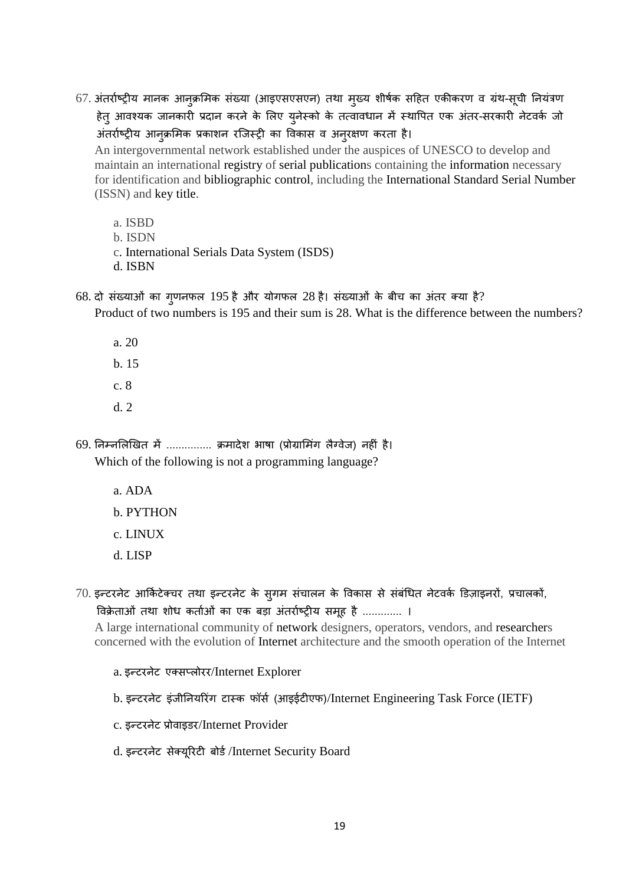67. अंतर्राष्ट्रीय मानक आनुक्रमिक संख्या (आइएसएसएन) तथा मुख्य शीर्षक सहित एकीकरण व ग्रंथ-सूची नियंत्रण हेतु आवश्यक जानकारी प्रदान करने के लिए युनेस्को के तत्वावधान में स्थापित एक अंतर-सरकारी नेटवर्क जो अंतर्राष्ट्रीय आनुक्रमिक प्रकाशन रजिस्ट्री का विकास व अनुरक्षण करता है।
An intergovernmental network established under the auspices of UNESCO to develop and maintain an international registry of serial publications containing the information necessary for identification and bibliographic control, including the International Standard Serial Number (ISSN) and key title.

   a. ISBD
   b. ISDN
   c. International Serials Data System (ISDS)
   d. ISBN

68. दो संख्याओं का गुणनफल 195 है और योगफल 28 है। संख्याओं के बीच का अंतर क्या है?
Product of two numbers is 195 and their sum is 28. What is the difference between the numbers?

   a. 20
   b. 15
   c. 8
   d. 2

69. निम्नलिखित में ............... क्रमादेश भाषा (प्रोग्रामिंग लैंग्वेज) नहीं है।
Which of the following is not a programming language?

   a. ADA
   b. PYTHON
   c. LINUX
   d. LISP

70. इन्टरनेट आर्किटेक्चर तथा इन्टरनेट के सुगम संचालन के विकास से संबंधित नेटवर्क डिज़ाइनरों, प्रचालकों, विक्रेताओं तथा शोध कर्ताओं का एक बड़ा अंतर्राष्ट्रीय समूह है ............. ।
A large international community of network designers, operators, vendors, and researchers concerned with the evolution of Internet architecture and the smooth operation of the Internet

   a. इन्टरनेट एक्सप्लोरर/Internet Explorer
   b. इन्टरनेट इंजीनियरिंग टास्क फॉर्स (आइईटीएफ)/Internet Engineering Task Force (IETF)
   c. इन्टरनेट प्रोवाइडर/Internet Provider
   d. इन्टरनेट सेक्यूरिटी बोर्ड /Internet Security Board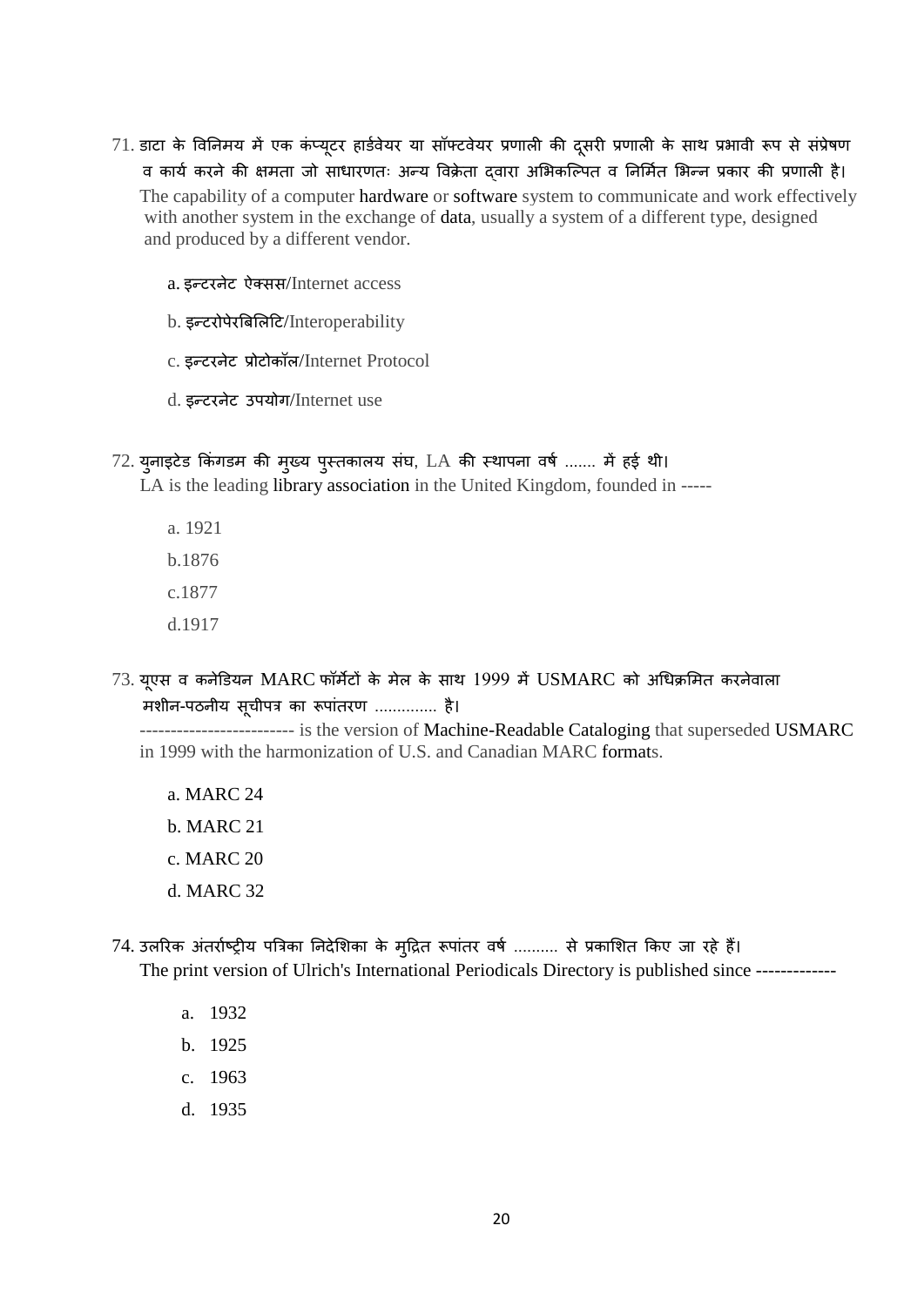71. डाटा के विनिमय में एक कंप्यूटर हार्डवेयर या सॉफ्टवेयर प्रणाली की दूसरी प्रणाली के साथ प्रभावी रूप से संप्रेषण व कार्य करने की क्षमता जो साधारणतः अन्य विक्रेता द्वारा अभिकल्पित व निर्मित भिन्न प्रकार की प्रणाली है।
The capability of a computer hardware or software system to communicate and work effectively with another system in the exchange of data, usually a system of a different type, designed and produced by a different vendor.

    a. इन्टरनेट ऐक्सस/Internet access

    b. इन्टरोपेरबिलिटि/Interoperability

    c. इन्टरनेट प्रोटोकॉल/Internet Protocol

    d. इन्टरनेट उपयोग/Internet use

72. युनाइटेड किंगडम की मुख्य पुस्तकालय संघ, LA की स्थापना वर्ष ....... में हुई थी।
LA is the leading library association in the United Kingdom, founded in -----

    a. 1921

    b.1876

    c.1877

    d.1917

73. यूएस व कनेडियन MARC फॉर्मेटों के मेल के साथ 1999 में USMARC को अधिक्रमित करनेवाला मशीन-पठनीय सूचीपत्र का रूपांतरण ............. है।
------------------------- is the version of Machine-Readable Cataloging that superseded USMARC in 1999 with the harmonization of U.S. and Canadian MARC formats.

    a. MARC 24

    b. MARC 21

    c. MARC 20

    d. MARC 32

74. उलरिक अंतर्राष्ट्रीय पत्रिका निदेशिका के मुद्रित रूपांतर वर्ष .......... से प्रकाशित किए जा रहे हैं।
The print version of Ulrich's International Periodicals Directory is published since -------------

    a. 1932

    b. 1925

    c. 1963

    d. 1935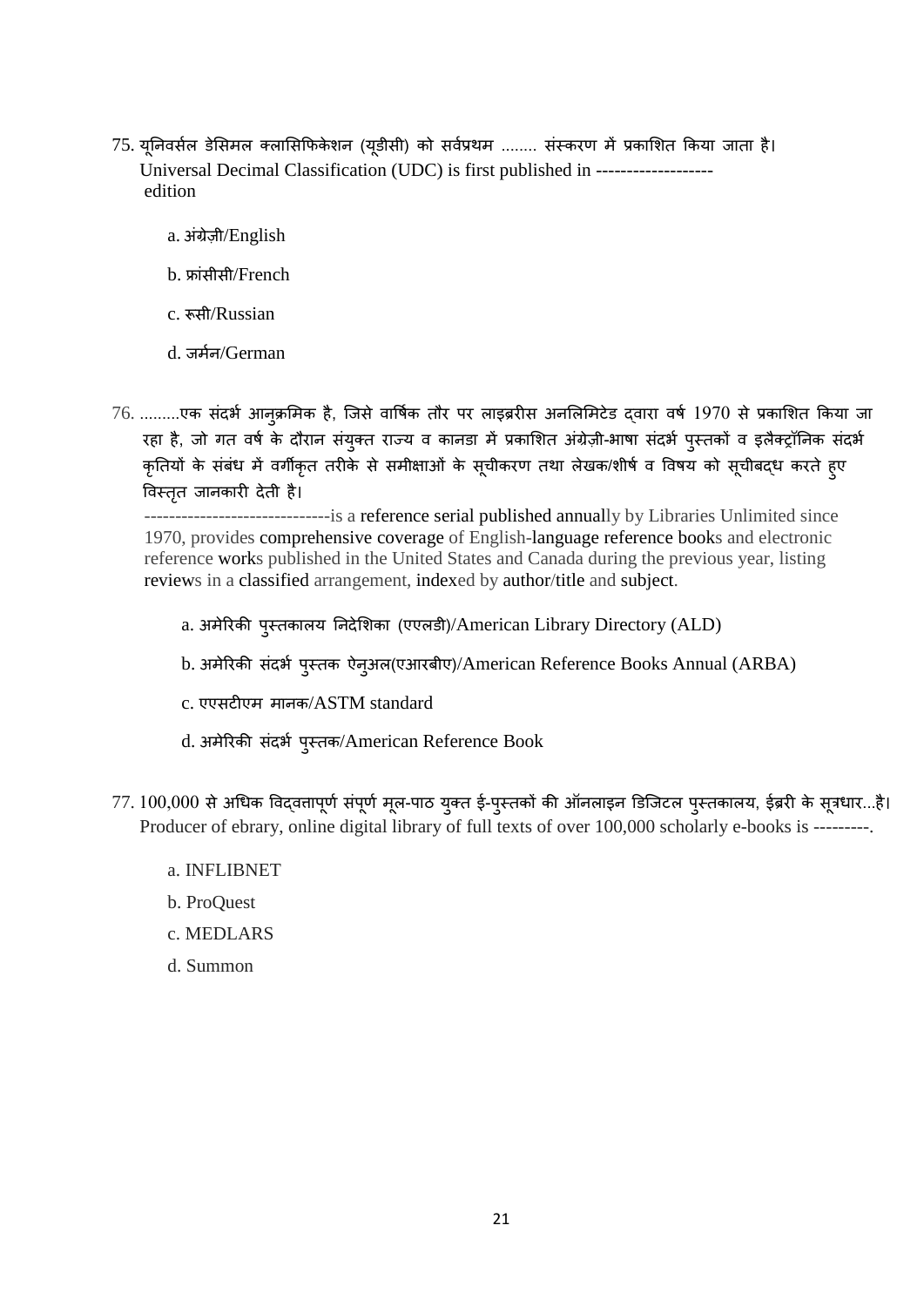75. यूनिवर्सल डेसिमल क्लासिफिकेशन (यूडीसी) को सर्वप्रथम ........ संस्करण में प्रकाशित किया जाता है।
Universal Decimal Classification (UDC) is first published in ------------------- edition

a. अंग्रेज़ी/English

b. फ्रांसीसी/French

c. रूसी/Russian

d. जर्मन/German

76. .........एक संदर्भ आनुक्रमिक है, जिसे वार्षिक तौर पर लाइब्रेरीस अनलिमिटेड द्वारा वर्ष 1970 से प्रकाशित किया जा रहा है, जो गत वर्ष के दौरान संयुक्त राज्य व कानडा में प्रकाशित अंग्रेज़ी-भाषा संदर्भ पुस्तकों व इलैक्ट्रॉनिक संदर्भ कृतियों के संबंध में वर्गीकृत तरीके से समीक्षाओं के सूचीकरण तथा लेखक/शीर्ष व विषय को सूचीबद्ध करते हुए विस्तृत जानकारी देती है।
------------------------------is a reference serial published annually by Libraries Unlimited since 1970, provides comprehensive coverage of English-language reference books and electronic reference works published in the United States and Canada during the previous year, listing reviews in a classified arrangement, indexed by author/title and subject.

a. अमेरिकी पुस्तकालय निदेशिका (एएलडी)/American Library Directory (ALD)

b. अमेरिकी संदर्भ पुस्तक ऐनुअल(एआरबीए)/American Reference Books Annual (ARBA)

c. एएसटीएम मानक/ASTM standard

d. अमेरिकी संदर्भ पुस्तक/American Reference Book

77. 100,000 से अधिक विद्वत्तापूर्ण संपूर्ण मूल-पाठ युक्त ई-पुस्तकों की ऑनलाइन डिजिटल पुस्तकालय, ईब्ररी के सूत्रधार...है।
Producer of ebrary, online digital library of full texts of over 100,000 scholarly e-books is ---------.

a. INFLIBNET

b. ProQuest

c. MEDLARS

d. Summon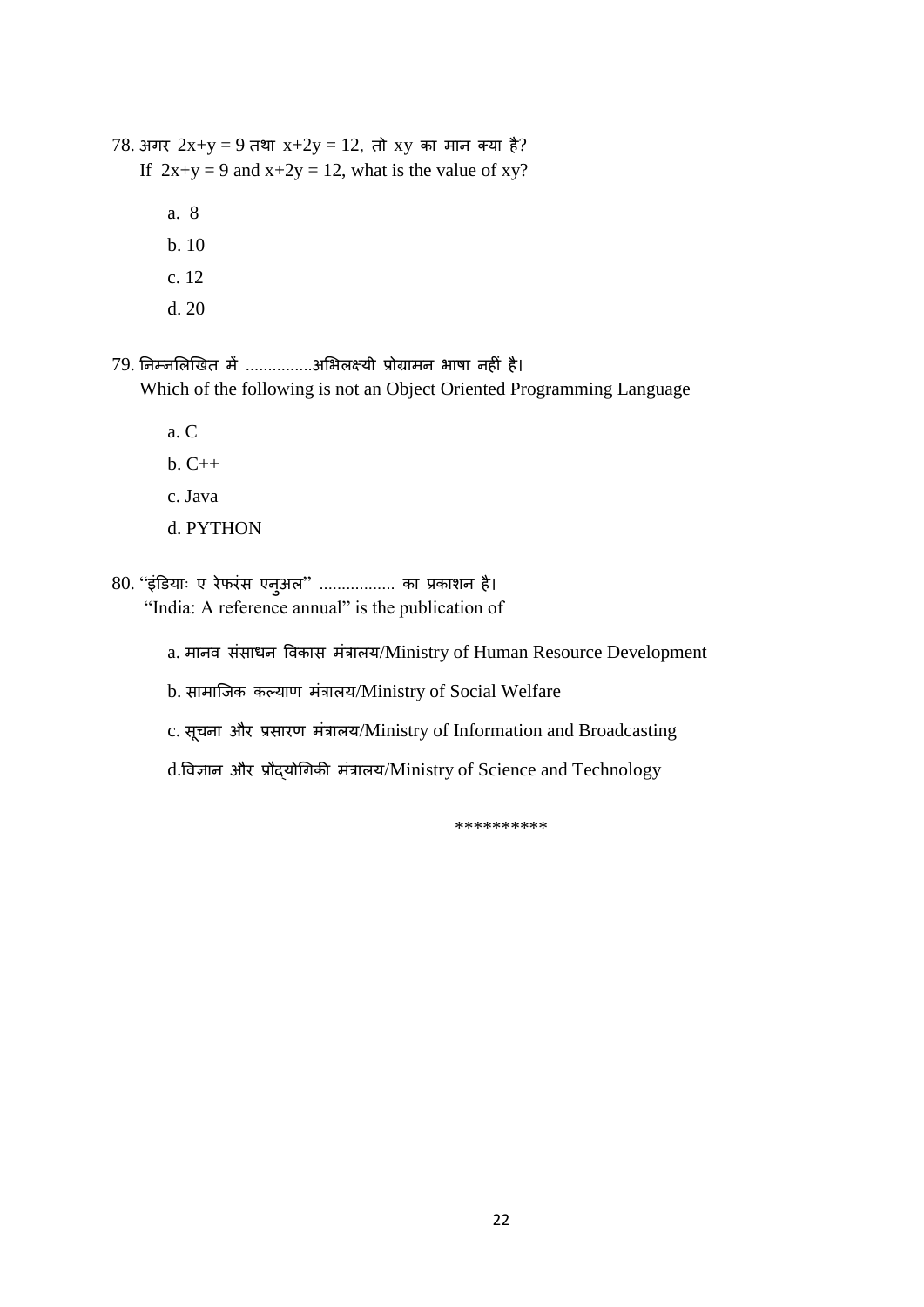78. अगर $2x+y = 9$ तथा $x+2y = 12$, तो $xy$ का मान क्या है?
If $2x+y = 9$ and $x+2y = 12$, what is the value of $xy$?

a. 8

b. 10

c. 12

d. 20

79. निम्नलिखित में ...............अभिलक्ष्यी प्रोग्रामन भाषा नहीं है।
Which of the following is not an Object Oriented Programming Language

a. C

b. C++

c. Java

d. PYTHON

80. "इंडियाः ए रेफरंस एनुअल" ................. का प्रकाशन है।
"India: A reference annual" is the publication of

a. मानव संसाधन विकास मंत्रालय/Ministry of Human Resource Development

b. सामाजिक कल्याण मंत्रालय/Ministry of Social Welfare

c. सूचना और प्रसारण मंत्रालय/Ministry of Information and Broadcasting

d.विज्ञान और प्रौद्योगिकी मंत्रालय/Ministry of Science and Technology

**********